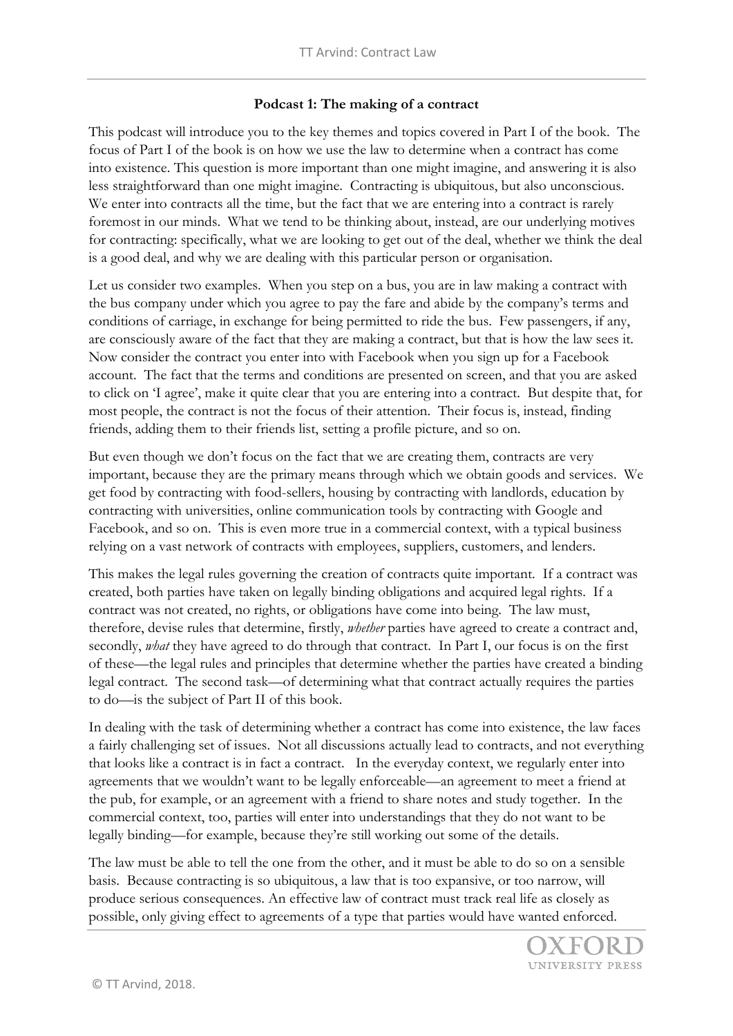**Podcast 1: The making of a contract**

This podcast will introduce you to the key themes and topics covered in Part I of the book. The focus of Part I of the book is on how we use the law to determine when a contract has come into existence. This question is more important than one might imagine, and answering it is also less straightforward than one might imagine. Contracting is ubiquitous, but also unconscious. We enter into contracts all the time, but the fact that we are entering into a contract is rarely foremost in our minds. What we tend to be thinking about, instead, are our underlying motives for contracting: specifically, what we are looking to get out of the deal, whether we think the deal is a good deal, and why we are dealing with this particular person or organisation.

Let us consider two examples. When you step on a bus, you are in law making a contract with the bus company under which you agree to pay the fare and abide by the company's terms and conditions of carriage, in exchange for being permitted to ride the bus. Few passengers, if any, are consciously aware of the fact that they are making a contract, but that is how the law sees it. Now consider the contract you enter into with Facebook when you sign up for a Facebook account. The fact that the terms and conditions are presented on screen, and that you are asked to click on 'I agree', make it quite clear that you are entering into a contract. But despite that, for most people, the contract is not the focus of their attention. Their focus is, instead, finding friends, adding them to their friends list, setting a profile picture, and so on.

But even though we don't focus on the fact that we are creating them, contracts are very important, because they are the primary means through which we obtain goods and services. We get food by contracting with food-sellers, housing by contracting with landlords, education by contracting with universities, online communication tools by contracting with Google and Facebook, and so on. This is even more true in a commercial context, with a typical business relying on a vast network of contracts with employees, suppliers, customers, and lenders.

This makes the legal rules governing the creation of contracts quite important. If a contract was created, both parties have taken on legally binding obligations and acquired legal rights. If a contract was not created, no rights, or obligations have come into being. The law must, therefore, devise rules that determine, firstly, *whether* parties have agreed to create a contract and, secondly, *what* they have agreed to do through that contract. In Part I, our focus is on the first of these—the legal rules and principles that determine whether the parties have created a binding legal contract. The second task—of determining what that contract actually requires the parties to do—is the subject of Part II of this book.

In dealing with the task of determining whether a contract has come into existence, the law faces a fairly challenging set of issues. Not all discussions actually lead to contracts, and not everything that looks like a contract is in fact a contract. In the everyday context, we regularly enter into agreements that we wouldn't want to be legally enforceable—an agreement to meet a friend at the pub, for example, or an agreement with a friend to share notes and study together. In the commercial context, too, parties will enter into understandings that they do not want to be legally binding—for example, because they're still working out some of the details.

The law must be able to tell the one from the other, and it must be able to do so on a sensible basis. Because contracting is so ubiquitous, a law that is too expansive, or too narrow, will produce serious consequences. An effective law of contract must track real life as closely as possible, only giving effect to agreements of a type that parties would have wanted enforced.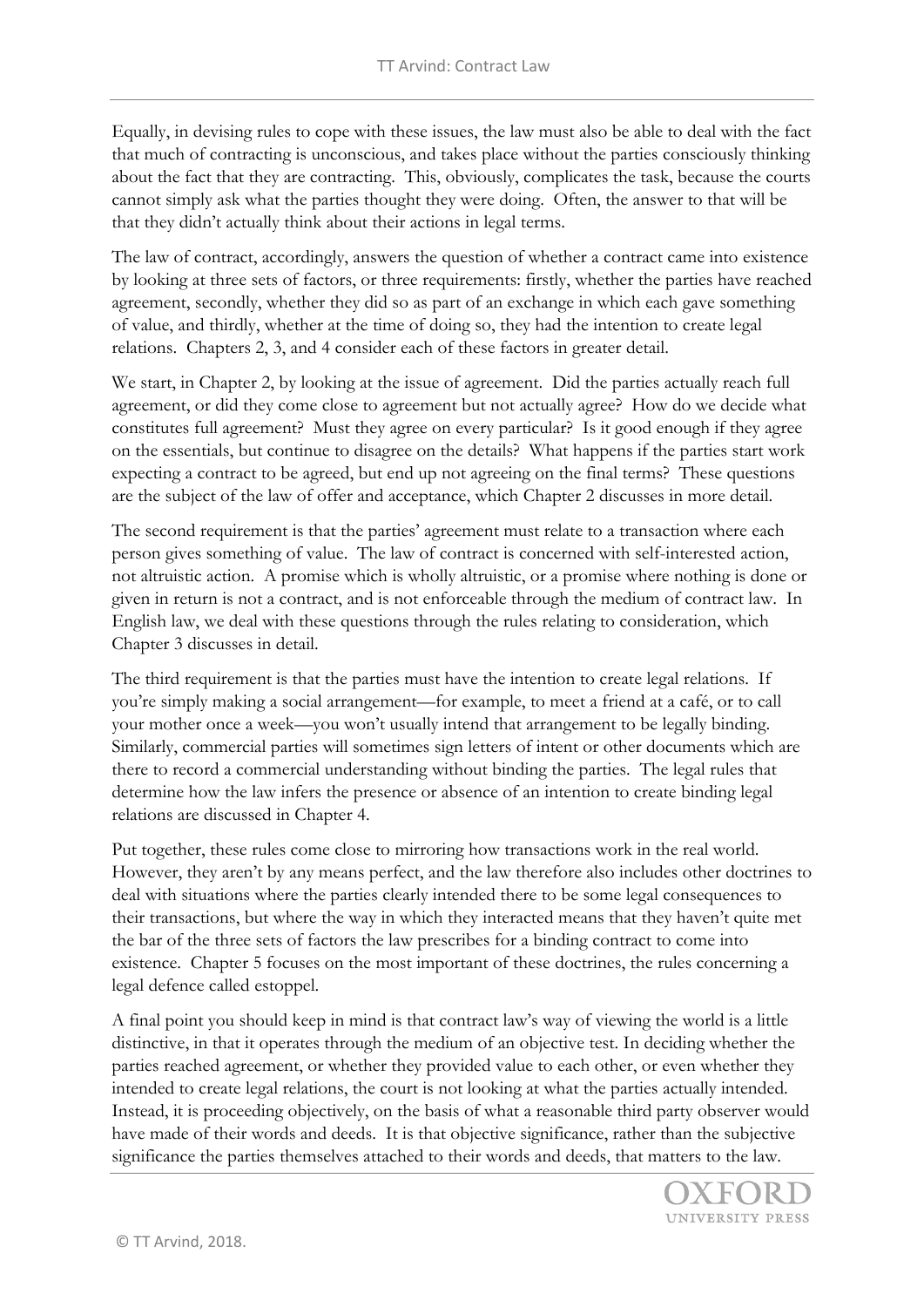Equally, in devising rules to cope with these issues, the law must also be able to deal with the fact that much of contracting is unconscious, and takes place without the parties consciously thinking about the fact that they are contracting. This, obviously, complicates the task, because the courts cannot simply ask what the parties thought they were doing. Often, the answer to that will be that they didn't actually think about their actions in legal terms.

The law of contract, accordingly, answers the question of whether a contract came into existence by looking at three sets of factors, or three requirements: firstly, whether the parties have reached agreement, secondly, whether they did so as part of an exchange in which each gave something of value, and thirdly, whether at the time of doing so, they had the intention to create legal relations. Chapters 2, 3, and 4 consider each of these factors in greater detail.

We start, in Chapter 2, by looking at the issue of agreement. Did the parties actually reach full agreement, or did they come close to agreement but not actually agree? How do we decide what constitutes full agreement? Must they agree on every particular? Is it good enough if they agree on the essentials, but continue to disagree on the details? What happens if the parties start work expecting a contract to be agreed, but end up not agreeing on the final terms? These questions are the subject of the law of offer and acceptance, which Chapter 2 discusses in more detail.

The second requirement is that the parties' agreement must relate to a transaction where each person gives something of value. The law of contract is concerned with self-interested action, not altruistic action. A promise which is wholly altruistic, or a promise where nothing is done or given in return is not a contract, and is not enforceable through the medium of contract law. In English law, we deal with these questions through the rules relating to consideration, which Chapter 3 discusses in detail.

The third requirement is that the parties must have the intention to create legal relations. If you're simply making a social arrangement—for example, to meet a friend at a café, or to call your mother once a week—you won't usually intend that arrangement to be legally binding. Similarly, commercial parties will sometimes sign letters of intent or other documents which are there to record a commercial understanding without binding the parties. The legal rules that determine how the law infers the presence or absence of an intention to create binding legal relations are discussed in Chapter 4.

Put together, these rules come close to mirroring how transactions work in the real world. However, they aren't by any means perfect, and the law therefore also includes other doctrines to deal with situations where the parties clearly intended there to be some legal consequences to their transactions, but where the way in which they interacted means that they haven't quite met the bar of the three sets of factors the law prescribes for a binding contract to come into existence. Chapter 5 focuses on the most important of these doctrines, the rules concerning a legal defence called estoppel.

A final point you should keep in mind is that contract law's way of viewing the world is a little distinctive, in that it operates through the medium of an objective test. In deciding whether the parties reached agreement, or whether they provided value to each other, or even whether they intended to create legal relations, the court is not looking at what the parties actually intended. Instead, it is proceeding objectively, on the basis of what a reasonable third party observer would have made of their words and deeds. It is that objective significance, rather than the subjective significance the parties themselves attached to their words and deeds, that matters to the law.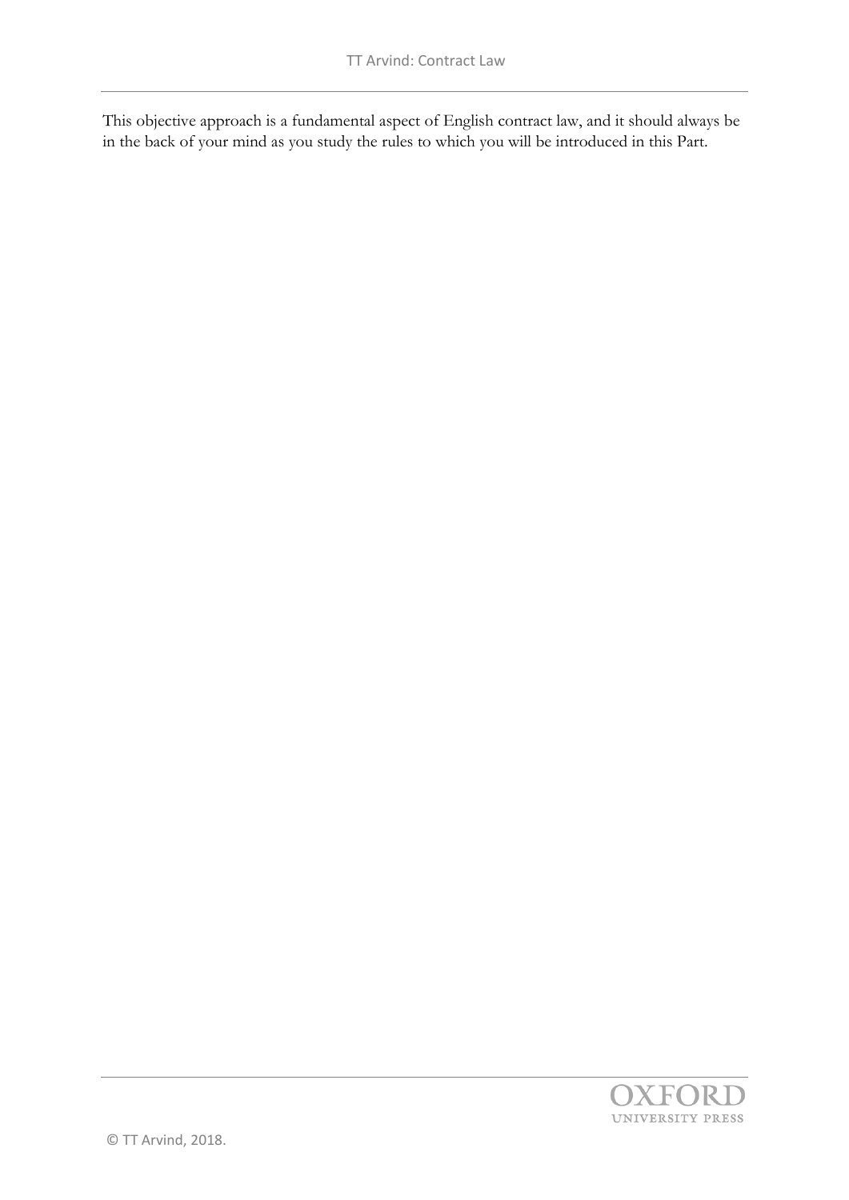This objective approach is a fundamental aspect of English contract law, and it should always be in the back of your mind as you study the rules to which you will be introduced in this Part.